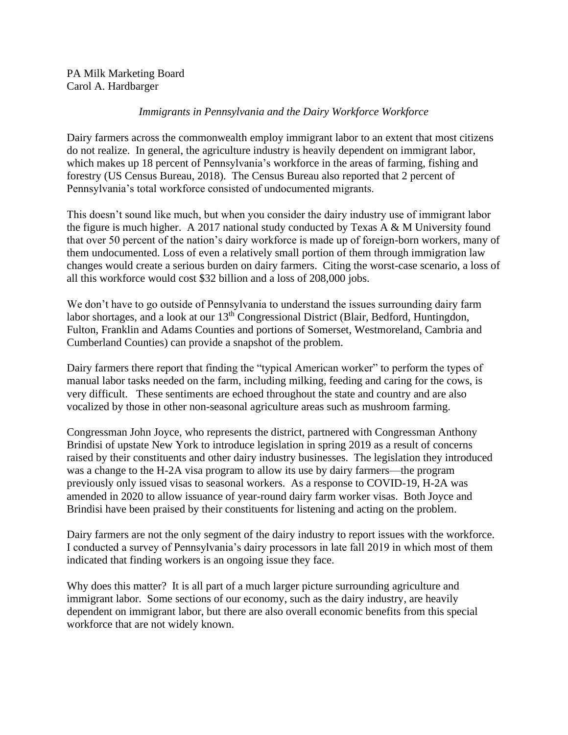PA Milk Marketing Board
Carol A. Hardbarger

*Immigrants in Pennsylvania and the Dairy Workforce Workforce*

Dairy farmers across the commonwealth employ immigrant labor to an extent that most citizens do not realize. In general, the agriculture industry is heavily dependent on immigrant labor, which makes up 18 percent of Pennsylvania's workforce in the areas of farming, fishing and forestry (US Census Bureau, 2018). The Census Bureau also reported that 2 percent of Pennsylvania's total workforce consisted of undocumented migrants.

This doesn't sound like much, but when you consider the dairy industry use of immigrant labor the figure is much higher. A 2017 national study conducted by Texas A & M University found that over 50 percent of the nation's dairy workforce is made up of foreign-born workers, many of them undocumented. Loss of even a relatively small portion of them through immigration law changes would create a serious burden on dairy farmers. Citing the worst-case scenario, a loss of all this workforce would cost $32 billion and a loss of 208,000 jobs.

We don't have to go outside of Pennsylvania to understand the issues surrounding dairy farm labor shortages, and a look at our 13th Congressional District (Blair, Bedford, Huntingdon, Fulton, Franklin and Adams Counties and portions of Somerset, Westmoreland, Cambria and Cumberland Counties) can provide a snapshot of the problem.

Dairy farmers there report that finding the "typical American worker" to perform the types of manual labor tasks needed on the farm, including milking, feeding and caring for the cows, is very difficult. These sentiments are echoed throughout the state and country and are also vocalized by those in other non-seasonal agriculture areas such as mushroom farming.

Congressman John Joyce, who represents the district, partnered with Congressman Anthony Brindisi of upstate New York to introduce legislation in spring 2019 as a result of concerns raised by their constituents and other dairy industry businesses. The legislation they introduced was a change to the H-2A visa program to allow its use by dairy farmers—the program previously only issued visas to seasonal workers. As a response to COVID-19, H-2A was amended in 2020 to allow issuance of year-round dairy farm worker visas. Both Joyce and Brindisi have been praised by their constituents for listening and acting on the problem.

Dairy farmers are not the only segment of the dairy industry to report issues with the workforce. I conducted a survey of Pennsylvania's dairy processors in late fall 2019 in which most of them indicated that finding workers is an ongoing issue they face.

Why does this matter? It is all part of a much larger picture surrounding agriculture and immigrant labor. Some sections of our economy, such as the dairy industry, are heavily dependent on immigrant labor, but there are also overall economic benefits from this special workforce that are not widely known.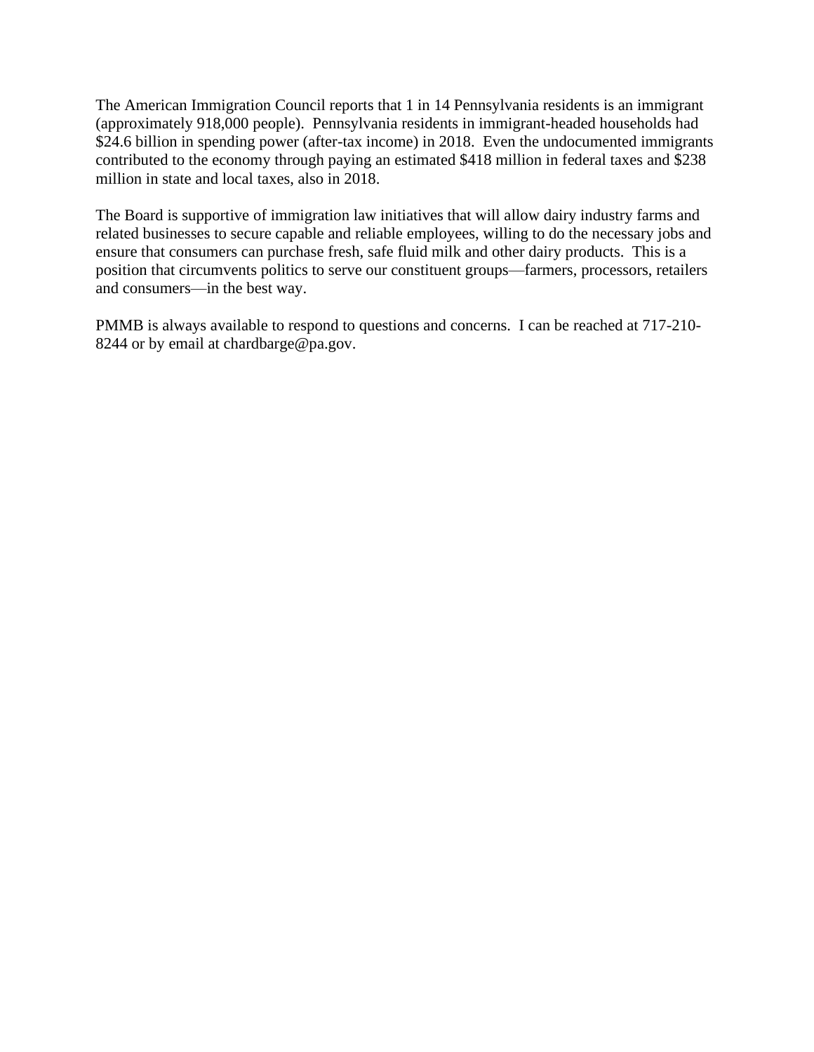The American Immigration Council reports that 1 in 14 Pennsylvania residents is an immigrant (approximately 918,000 people). Pennsylvania residents in immigrant-headed households had $24.6 billion in spending power (after-tax income) in 2018. Even the undocumented immigrants contributed to the economy through paying an estimated $418 million in federal taxes and $238 million in state and local taxes, also in 2018.

The Board is supportive of immigration law initiatives that will allow dairy industry farms and related businesses to secure capable and reliable employees, willing to do the necessary jobs and ensure that consumers can purchase fresh, safe fluid milk and other dairy products. This is a position that circumvents politics to serve our constituent groups—farmers, processors, retailers and consumers—in the best way.

PMMB is always available to respond to questions and concerns. I can be reached at 717-210-8244 or by email at chardbarge@pa.gov.